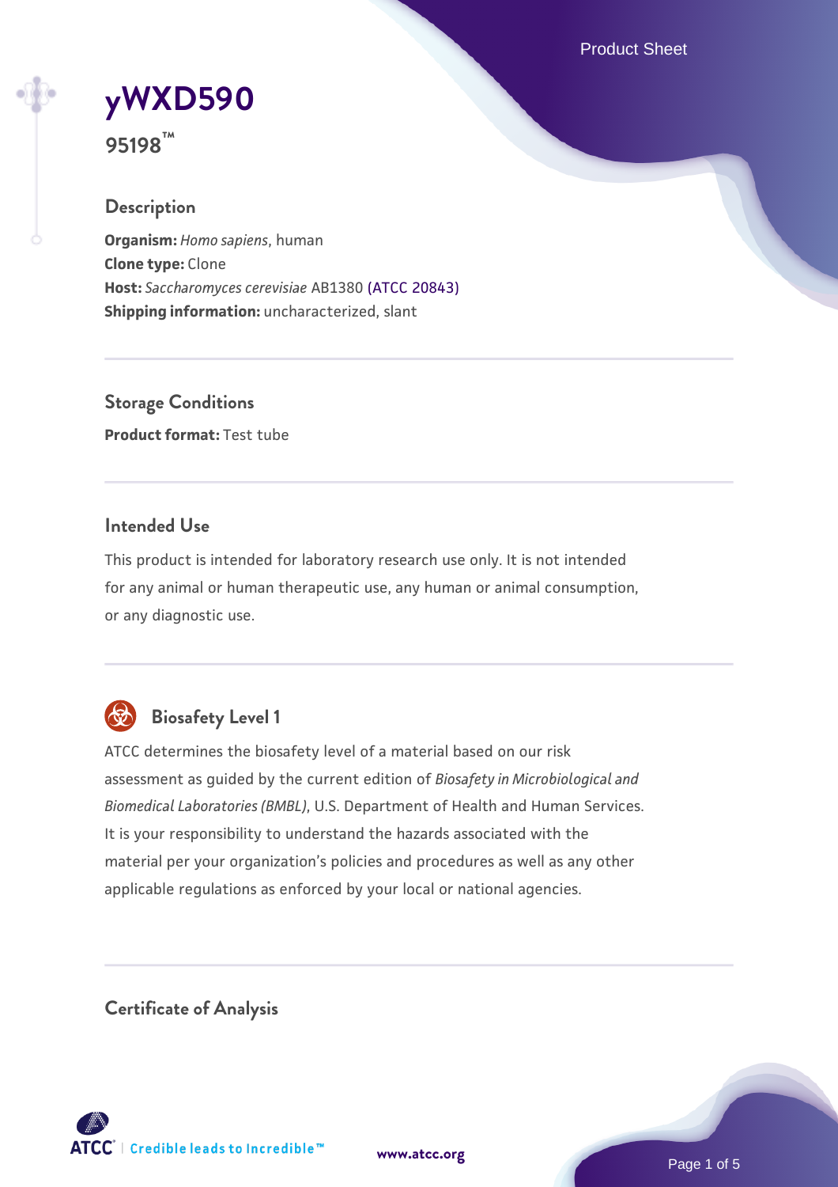# yWXD590

**95198™**

## Description

**Organism:** *Homo sapiens*, human
**Clone type:** Clone
**Host:** *Saccharomyces cerevisiae* AB1380 (ATCC 20843)
**Shipping information:** uncharacterized, slant

## Storage Conditions

**Product format:** Test tube

## Intended Use

This product is intended for laboratory research use only. It is not intended for any animal or human therapeutic use, any human or animal consumption, or any diagnostic use.

## Biosafety Level 1

ATCC determines the biosafety level of a material based on our risk assessment as guided by the current edition of *Biosafety in Microbiological and Biomedical Laboratories (BMBL)*, U.S. Department of Health and Human Services. It is your responsibility to understand the hazards associated with the material per your organization's policies and procedures as well as any other applicable regulations as enforced by your local or national agencies.

## Certificate of Analysis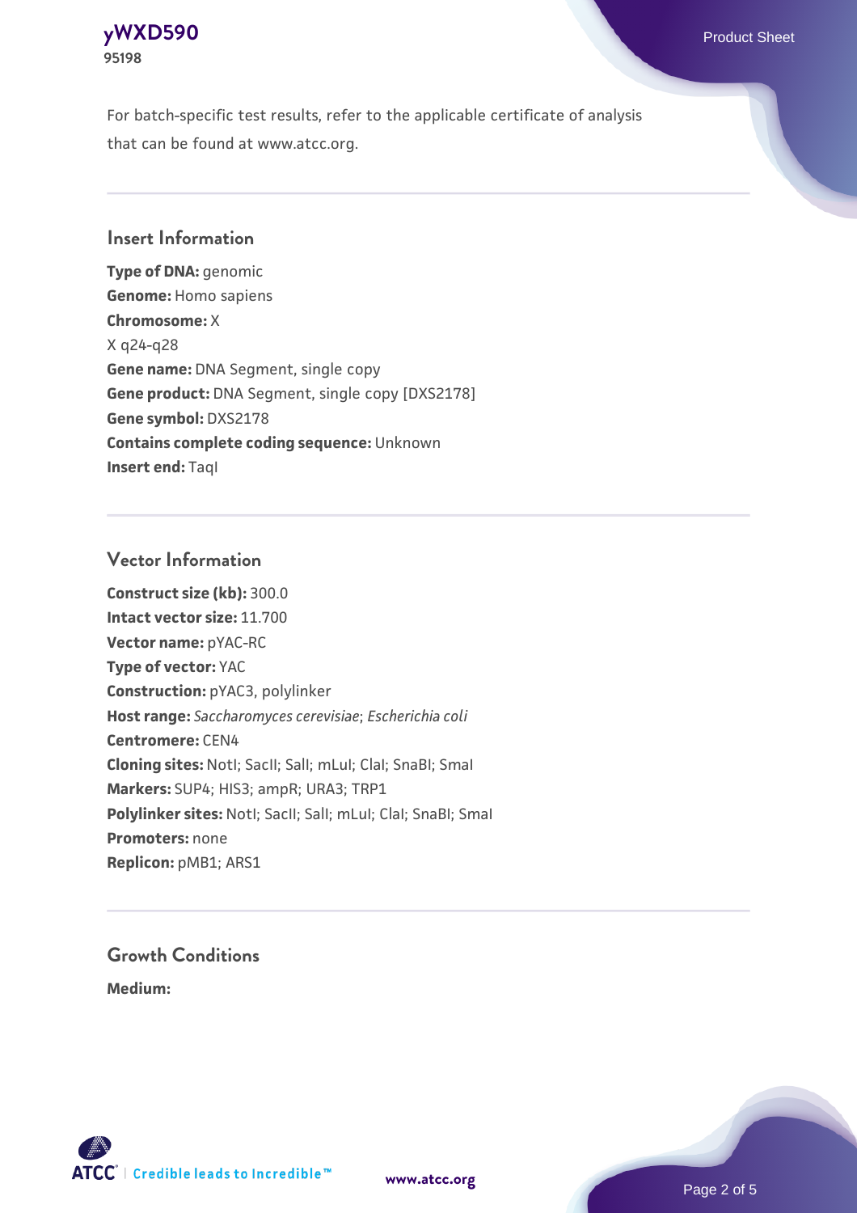For batch-specific test results, refer to the applicable certificate of analysis that can be found at www.atcc.org.

## Insert Information

**Type of DNA:** genomic
**Genome:** Homo sapiens
**Chromosome:** X
X q24-q28
**Gene name:** DNA Segment, single copy
**Gene product:** DNA Segment, single copy [DXS2178]
**Gene symbol:** DXS2178
**Contains complete coding sequence:** Unknown
**Insert end:** TaqI

## Vector Information

**Construct size (kb):** 300.0
**Intact vector size:** 11.700
**Vector name:** pYAC-RC
**Type of vector:** YAC
**Construction:** pYAC3, polylinker
**Host range:** *Saccharomyces cerevisiae*; *Escherichia coli*
**Centromere:** CEN4
**Cloning sites:** NotI; SacII; SalI; mLuI; ClaI; SnaBI; SmaI
**Markers:** SUP4; HIS3; ampR; URA3; TRP1
**Polylinker sites:** NotI; SacII; SalI; mLuI; ClaI; SnaBI; SmaI
**Promoters:** none
**Replicon:** pMB1; ARS1

## Growth Conditions

**Medium:**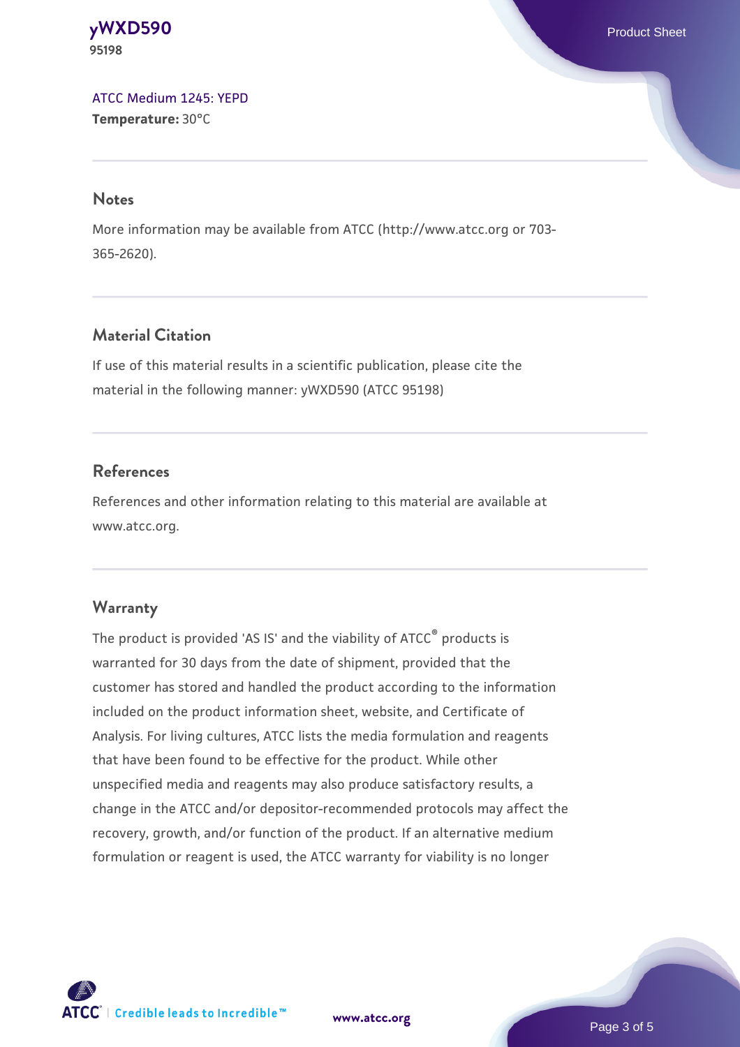ATCC Medium 1245: YEPD
**Temperature:** 30°C

## Notes

More information may be available from ATCC (http://www.atcc.org or 703-365-2620).

## Material Citation

If use of this material results in a scientific publication, please cite the material in the following manner: yWXD590 (ATCC 95198)

## References

References and other information relating to this material are available at www.atcc.org.

## Warranty

The product is provided 'AS IS' and the viability of ATCC® products is warranted for 30 days from the date of shipment, provided that the customer has stored and handled the product according to the information included on the product information sheet, website, and Certificate of Analysis. For living cultures, ATCC lists the media formulation and reagents that have been found to be effective for the product. While other unspecified media and reagents may also produce satisfactory results, a change in the ATCC and/or depositor-recommended protocols may affect the recovery, growth, and/or function of the product. If an alternative medium formulation or reagent is used, the ATCC warranty for viability is no longer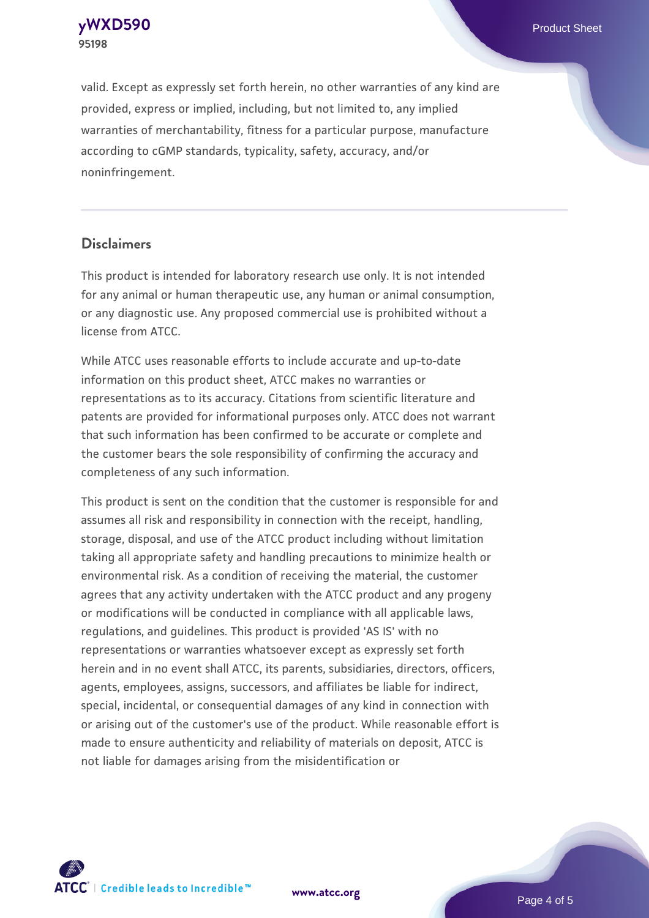valid. Except as expressly set forth herein, no other warranties of any kind are provided, express or implied, including, but not limited to, any implied warranties of merchantability, fitness for a particular purpose, manufacture according to cGMP standards, typicality, safety, accuracy, and/or noninfringement.

## Disclaimers

This product is intended for laboratory research use only. It is not intended for any animal or human therapeutic use, any human or animal consumption, or any diagnostic use. Any proposed commercial use is prohibited without a license from ATCC.

While ATCC uses reasonable efforts to include accurate and up-to-date information on this product sheet, ATCC makes no warranties or representations as to its accuracy. Citations from scientific literature and patents are provided for informational purposes only. ATCC does not warrant that such information has been confirmed to be accurate or complete and the customer bears the sole responsibility of confirming the accuracy and completeness of any such information.

This product is sent on the condition that the customer is responsible for and assumes all risk and responsibility in connection with the receipt, handling, storage, disposal, and use of the ATCC product including without limitation taking all appropriate safety and handling precautions to minimize health or environmental risk. As a condition of receiving the material, the customer agrees that any activity undertaken with the ATCC product and any progeny or modifications will be conducted in compliance with all applicable laws, regulations, and guidelines. This product is provided 'AS IS' with no representations or warranties whatsoever except as expressly set forth herein and in no event shall ATCC, its parents, subsidiaries, directors, officers, agents, employees, assigns, successors, and affiliates be liable for indirect, special, incidental, or consequential damages of any kind in connection with or arising out of the customer's use of the product. While reasonable effort is made to ensure authenticity and reliability of materials on deposit, ATCC is not liable for damages arising from the misidentification or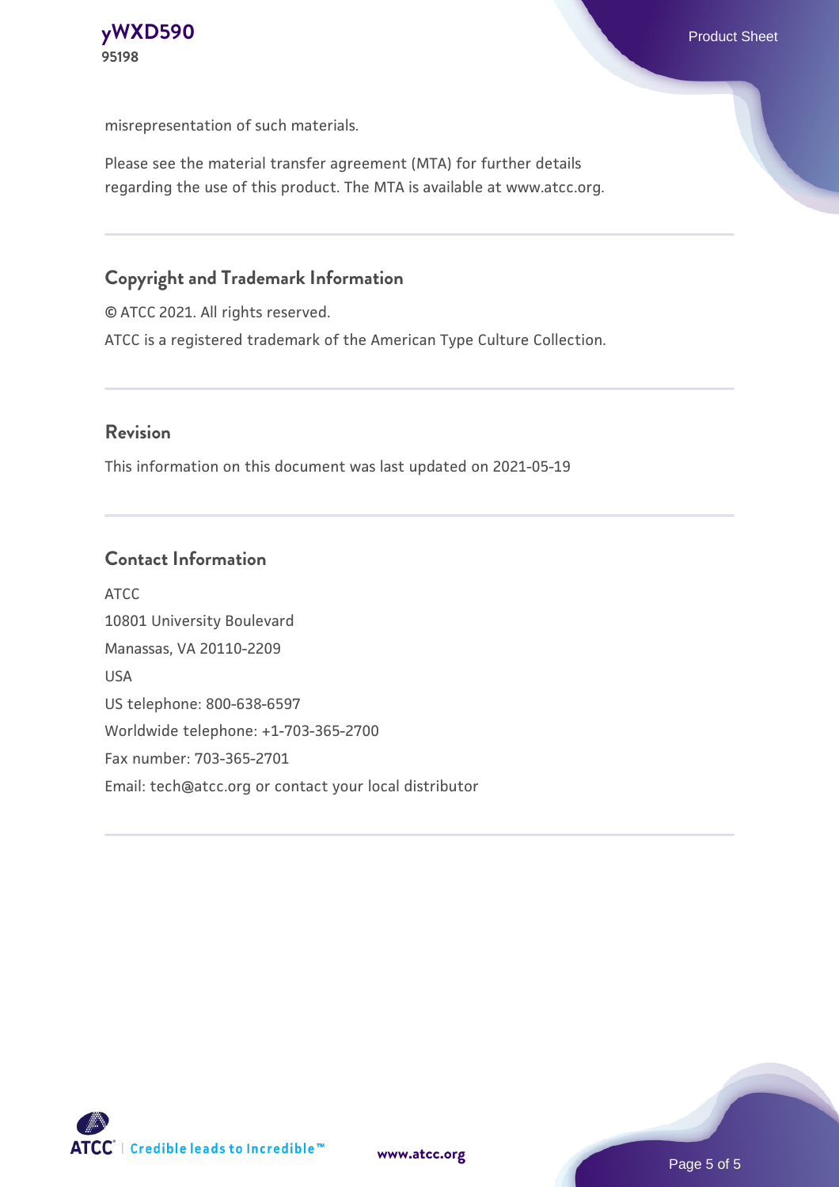misrepresentation of such materials.

Please see the material transfer agreement (MTA) for further details regarding the use of this product. The MTA is available at www.atcc.org.

## Copyright and Trademark Information

© ATCC 2021. All rights reserved.

ATCC is a registered trademark of the American Type Culture Collection.

## Revision

This information on this document was last updated on 2021-05-19

## Contact Information

ATCC
10801 University Boulevard
Manassas, VA 20110-2209
USA
US telephone: 800-638-6597
Worldwide telephone: +1-703-365-2700
Fax number: 703-365-2701
Email: tech@atcc.org or contact your local distributor